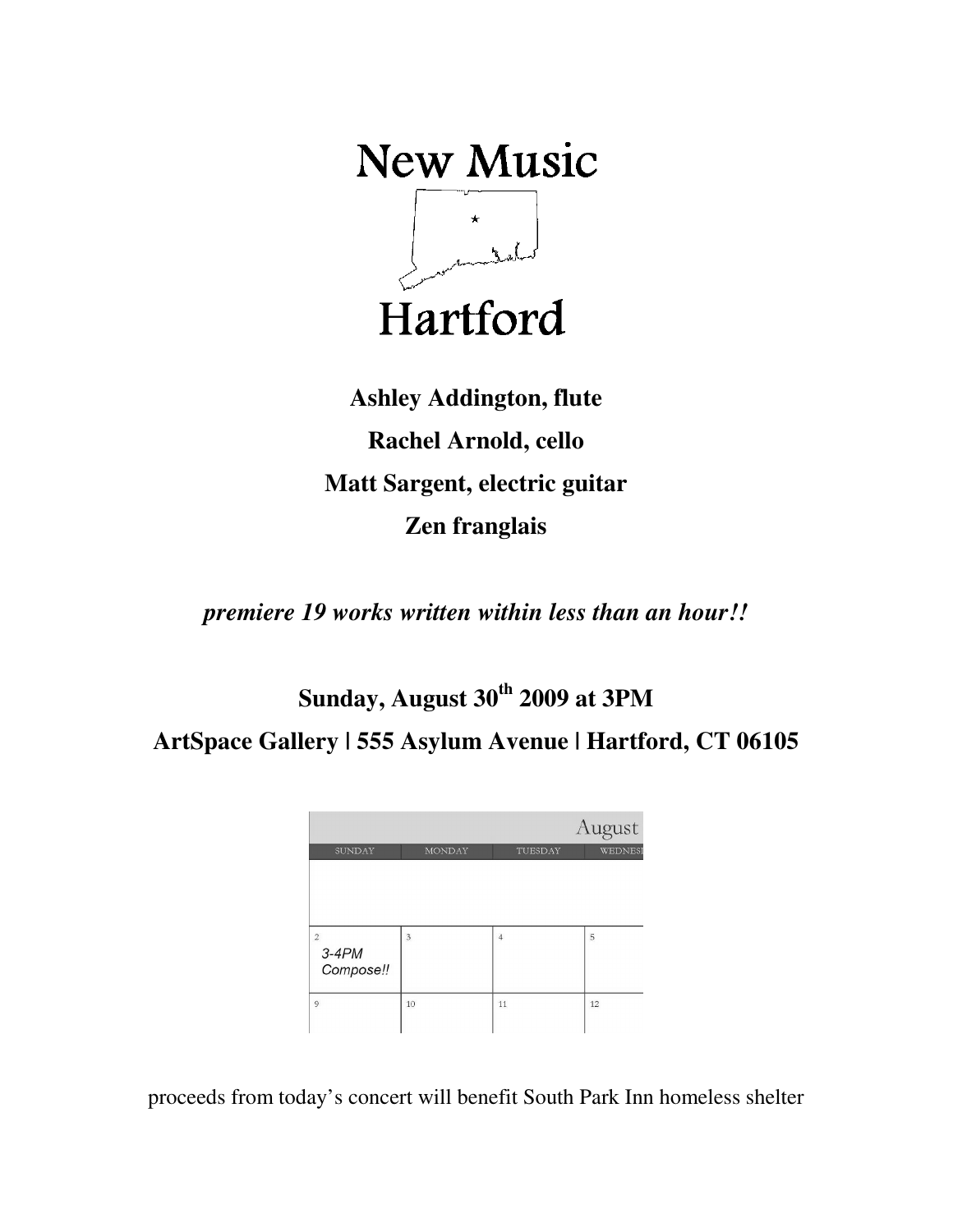# New Music Hartford

**Ashley Addington, flute**

**Rachel Arnold, cello**

**Matt Sargent, electric guitar**

**Zen franglais**

***premiere 19 works written within less than an hour!!***

**Sunday, August 30th 2009 at 3PM**

**ArtSpace Gallery | 555 Asylum Avenue | Hartford, CT 06105**

| August | | | |
|---|---|---|---|
| SUNDAY | MONDAY | TUESDAY | WEDNES |
| | | | |
| 2 3-4PM Compose!! | 3 | 4 | 5 |
| 9 | 10 | 11 | 12 |

proceeds from today's concert will benefit South Park Inn homeless shelter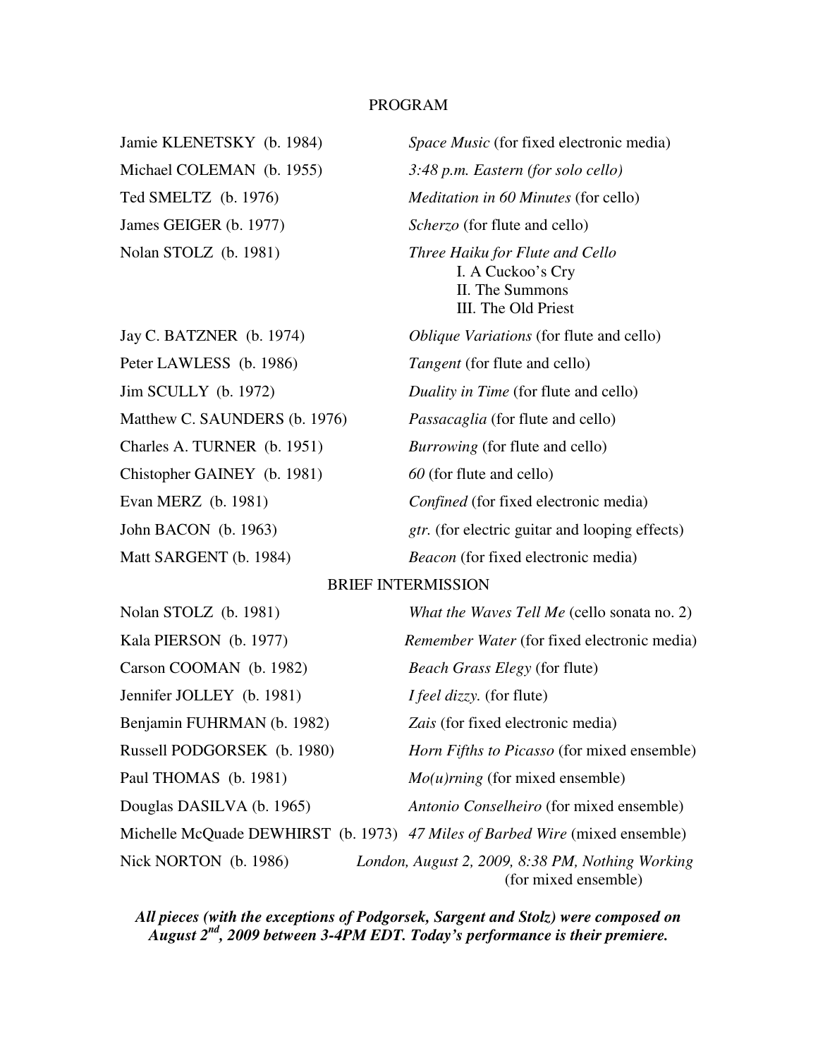## PROGRAM

| | |
|---|---|
| Jamie KLENETSKY (b. 1984) | *Space Music* (for fixed electronic media) |
| Michael COLEMAN (b. 1955) | *3:48 p.m. Eastern (for solo cello)* |
| Ted SMELTZ (b. 1976) | *Meditation in 60 Minutes* (for cello) |
| James GEIGER (b. 1977) | *Scherzo* (for flute and cello) |
| Nolan STOLZ (b. 1981) | *Three Haiku for Flute and Cello*<br>I. A Cuckoo's Cry<br>II. The Summons<br>III. The Old Priest |
| Jay C. BATZNER (b. 1974) | *Oblique Variations* (for flute and cello) |
| Peter LAWLESS (b. 1986) | *Tangent* (for flute and cello) |
| Jim SCULLY (b. 1972) | *Duality in Time* (for flute and cello) |
| Matthew C. SAUNDERS (b. 1976) | *Passacaglia* (for flute and cello) |
| Charles A. TURNER (b. 1951) | *Burrowing* (for flute and cello) |
| Chistopher GAINEY (b. 1981) | *60* (for flute and cello) |
| Evan MERZ (b. 1981) | *Confined* (for fixed electronic media) |
| John BACON (b. 1963) | *gtr.* (for electric guitar and looping effects) |
| Matt SARGENT (b. 1984) | *Beacon* (for fixed electronic media) |

BRIEF INTERMISSION

| | |
|---|---|
| Nolan STOLZ (b. 1981) | *What the Waves Tell Me* (cello sonata no. 2) |
| Kala PIERSON (b. 1977) | *Remember Water* (for fixed electronic media) |
| Carson COOMAN (b. 1982) | *Beach Grass Elegy* (for flute) |
| Jennifer JOLLEY (b. 1981) | *I feel dizzy.* (for flute) |
| Benjamin FUHRMAN (b. 1982) | *Zais* (for fixed electronic media) |
| Russell PODGORSEK (b. 1980) | *Horn Fifths to Picasso* (for mixed ensemble) |
| Paul THOMAS (b. 1981) | *Mo(u)rning* (for mixed ensemble) |
| Douglas DASILVA (b. 1965) | *Antonio Conselheiro* (for mixed ensemble) |
| Michelle McQuade DEWHIRST (b. 1973) | *47 Miles of Barbed Wire* (mixed ensemble) |
| Nick NORTON (b. 1986) | *London, August 2, 2009, 8:38 PM, Nothing Working* (for mixed ensemble) |

***All pieces (with the exceptions of Podgorsek, Sargent and Stolz) were composed on August 2nd, 2009 between 3-4PM EDT. Today's performance is their premiere.***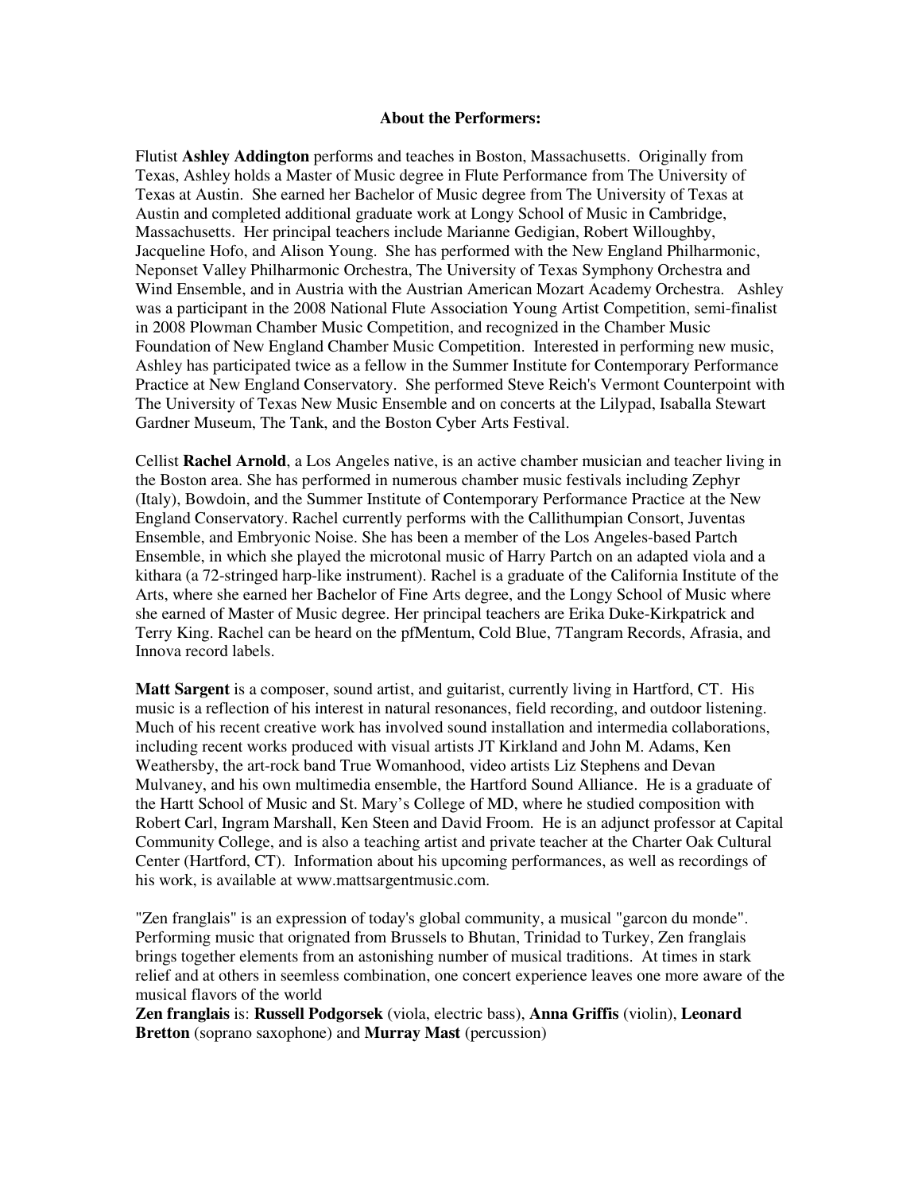**About the Performers:**

Flutist **Ashley Addington** performs and teaches in Boston, Massachusetts. Originally from Texas, Ashley holds a Master of Music degree in Flute Performance from The University of Texas at Austin. She earned her Bachelor of Music degree from The University of Texas at Austin and completed additional graduate work at Longy School of Music in Cambridge, Massachusetts. Her principal teachers include Marianne Gedigian, Robert Willoughby, Jacqueline Hofo, and Alison Young. She has performed with the New England Philharmonic, Neponset Valley Philharmonic Orchestra, The University of Texas Symphony Orchestra and Wind Ensemble, and in Austria with the Austrian American Mozart Academy Orchestra. Ashley was a participant in the 2008 National Flute Association Young Artist Competition, semi-finalist in 2008 Plowman Chamber Music Competition, and recognized in the Chamber Music Foundation of New England Chamber Music Competition. Interested in performing new music, Ashley has participated twice as a fellow in the Summer Institute for Contemporary Performance Practice at New England Conservatory. She performed Steve Reich's Vermont Counterpoint with The University of Texas New Music Ensemble and on concerts at the Lilypad, Isaballa Stewart Gardner Museum, The Tank, and the Boston Cyber Arts Festival.

Cellist **Rachel Arnold**, a Los Angeles native, is an active chamber musician and teacher living in the Boston area. She has performed in numerous chamber music festivals including Zephyr (Italy), Bowdoin, and the Summer Institute of Contemporary Performance Practice at the New England Conservatory. Rachel currently performs with the Callithumpian Consort, Juventas Ensemble, and Embryonic Noise. She has been a member of the Los Angeles-based Partch Ensemble, in which she played the microtonal music of Harry Partch on an adapted viola and a kithara (a 72-stringed harp-like instrument). Rachel is a graduate of the California Institute of the Arts, where she earned her Bachelor of Fine Arts degree, and the Longy School of Music where she earned of Master of Music degree. Her principal teachers are Erika Duke-Kirkpatrick and Terry King. Rachel can be heard on the pfMentum, Cold Blue, 7Tangram Records, Afrasia, and Innova record labels.

**Matt Sargent** is a composer, sound artist, and guitarist, currently living in Hartford, CT. His music is a reflection of his interest in natural resonances, field recording, and outdoor listening. Much of his recent creative work has involved sound installation and intermedia collaborations, including recent works produced with visual artists JT Kirkland and John M. Adams, Ken Weathersby, the art-rock band True Womanhood, video artists Liz Stephens and Devan Mulvaney, and his own multimedia ensemble, the Hartford Sound Alliance. He is a graduate of the Hartt School of Music and St. Mary's College of MD, where he studied composition with Robert Carl, Ingram Marshall, Ken Steen and David Froom. He is an adjunct professor at Capital Community College, and is also a teaching artist and private teacher at the Charter Oak Cultural Center (Hartford, CT). Information about his upcoming performances, as well as recordings of his work, is available at www.mattsargentmusic.com.

"Zen franglais" is an expression of today's global community, a musical "garcon du monde". Performing music that orignated from Brussels to Bhutan, Trinidad to Turkey, Zen franglais brings together elements from an astonishing number of musical traditions. At times in stark relief and at others in seemless combination, one concert experience leaves one more aware of the musical flavors of the world

**Zen franglais** is: **Russell Podgorsek** (viola, electric bass), **Anna Griffis** (violin), **Leonard Bretton** (soprano saxophone) and **Murray Mast** (percussion)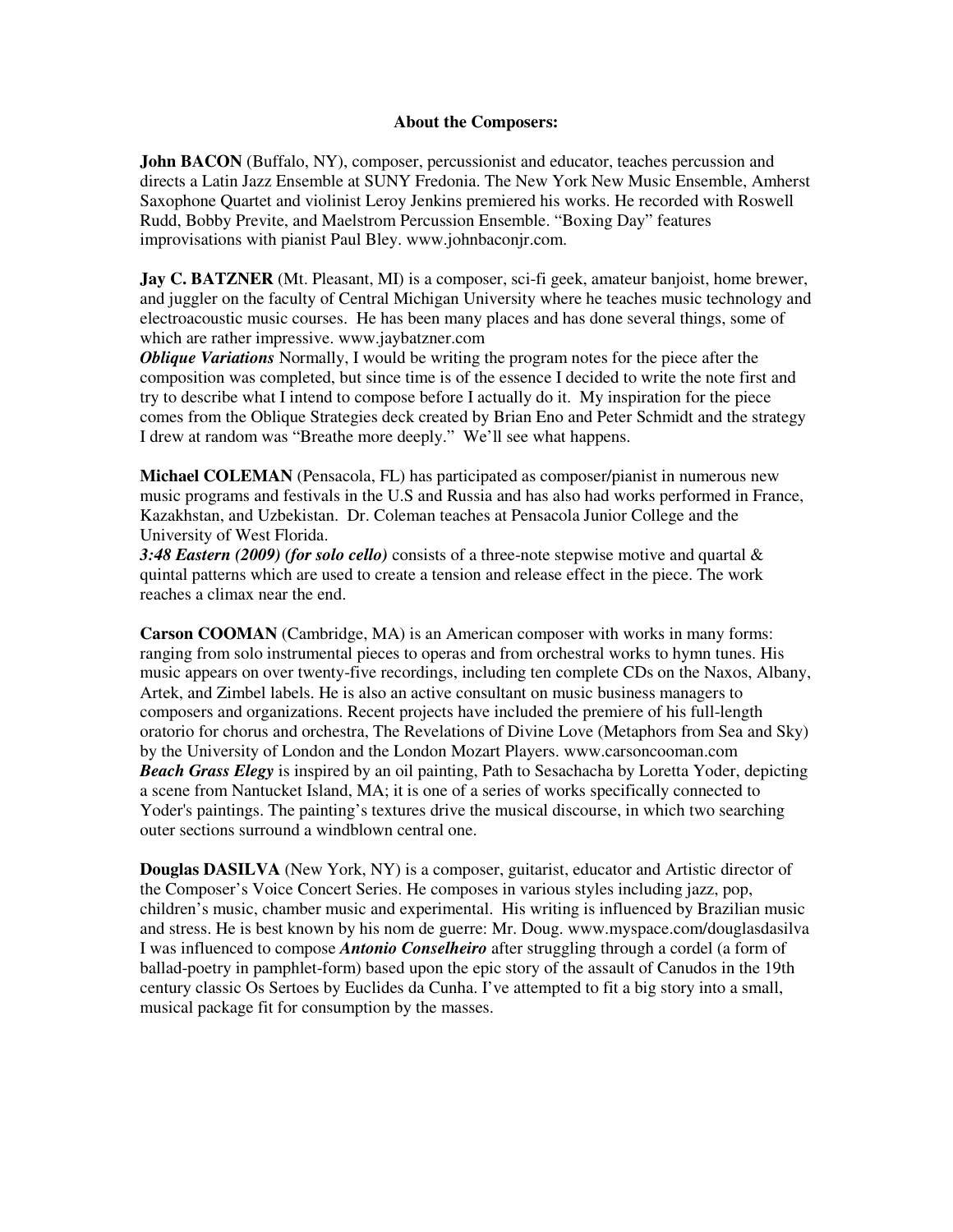**About the Composers:**

**John BACON** (Buffalo, NY), composer, percussionist and educator, teaches percussion and directs a Latin Jazz Ensemble at SUNY Fredonia. The New York New Music Ensemble, Amherst Saxophone Quartet and violinist Leroy Jenkins premiered his works. He recorded with Roswell Rudd, Bobby Previte, and Maelstrom Percussion Ensemble. "Boxing Day" features improvisations with pianist Paul Bley. www.johnbaconjr.com.

**Jay C. BATZNER** (Mt. Pleasant, MI) is a composer, sci-fi geek, amateur banjoist, home brewer, and juggler on the faculty of Central Michigan University where he teaches music technology and electroacoustic music courses. He has been many places and has done several things, some of which are rather impressive. www.jaybatzner.com

***Oblique Variations*** Normally, I would be writing the program notes for the piece after the composition was completed, but since time is of the essence I decided to write the note first and try to describe what I intend to compose before I actually do it. My inspiration for the piece comes from the Oblique Strategies deck created by Brian Eno and Peter Schmidt and the strategy I drew at random was "Breathe more deeply." We'll see what happens.

**Michael COLEMAN** (Pensacola, FL) has participated as composer/pianist in numerous new music programs and festivals in the U.S and Russia and has also had works performed in France, Kazakhstan, and Uzbekistan. Dr. Coleman teaches at Pensacola Junior College and the University of West Florida.

***3:48 Eastern (2009) (for solo cello)*** consists of a three-note stepwise motive and quartal & quintal patterns which are used to create a tension and release effect in the piece. The work reaches a climax near the end.

**Carson COOMAN** (Cambridge, MA) is an American composer with works in many forms: ranging from solo instrumental pieces to operas and from orchestral works to hymn tunes. His music appears on over twenty-five recordings, including ten complete CDs on the Naxos, Albany, Artek, and Zimbel labels. He is also an active consultant on music business managers to composers and organizations. Recent projects have included the premiere of his full-length oratorio for chorus and orchestra, The Revelations of Divine Love (Metaphors from Sea and Sky) by the University of London and the London Mozart Players. www.carsoncooman.com

***Beach Grass Elegy*** is inspired by an oil painting, Path to Sesachacha by Loretta Yoder, depicting a scene from Nantucket Island, MA; it is one of a series of works specifically connected to Yoder's paintings. The painting's textures drive the musical discourse, in which two searching outer sections surround a windblown central one.

**Douglas DASILVA** (New York, NY) is a composer, guitarist, educator and Artistic director of the Composer's Voice Concert Series. He composes in various styles including jazz, pop, children's music, chamber music and experimental. His writing is influenced by Brazilian music and stress. He is best known by his nom de guerre: Mr. Doug. www.myspace.com/douglasdasilva

I was influenced to compose ***Antonio Conselheiro*** after struggling through a cordel (a form of ballad-poetry in pamphlet-form) based upon the epic story of the assault of Canudos in the 19th century classic Os Sertoes by Euclides da Cunha. I've attempted to fit a big story into a small, musical package fit for consumption by the masses.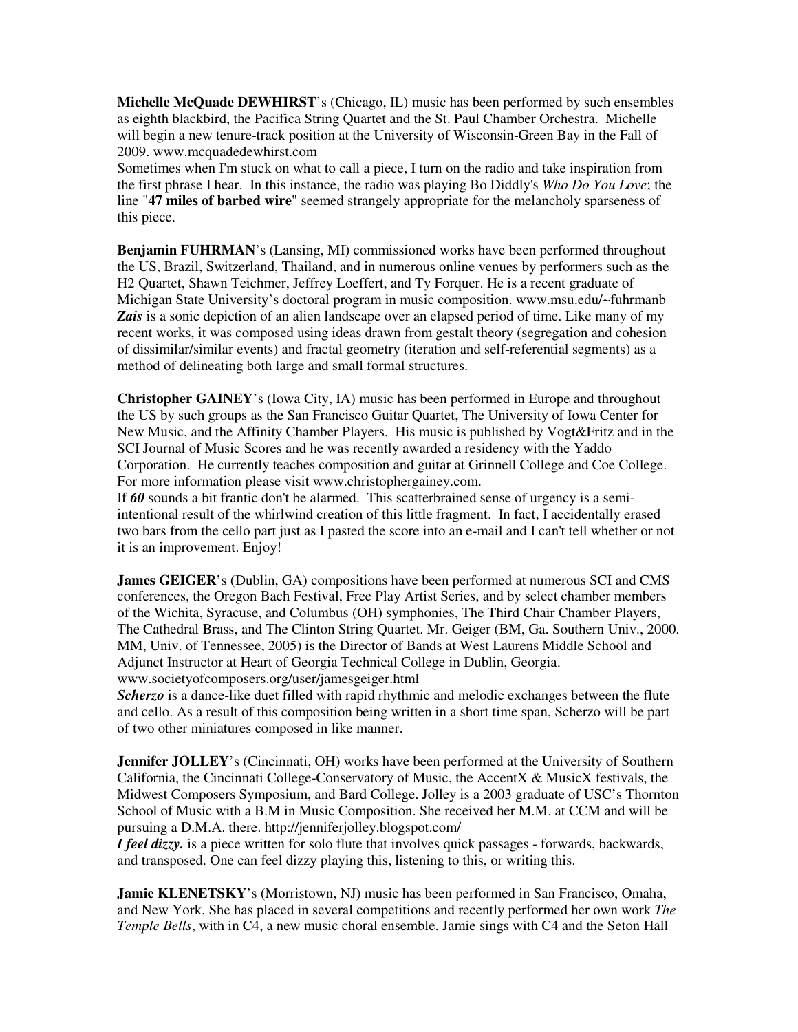**Michelle McQuade DEWHIRST**'s (Chicago, IL) music has been performed by such ensembles as eighth blackbird, the Pacifica String Quartet and the St. Paul Chamber Orchestra. Michelle will begin a new tenure-track position at the University of Wisconsin-Green Bay in the Fall of 2009. www.mcquadedewhirst.com
Sometimes when I'm stuck on what to call a piece, I turn on the radio and take inspiration from the first phrase I hear. In this instance, the radio was playing Bo Diddly's *Who Do You Love*; the line "**47 miles of barbed wire**" seemed strangely appropriate for the melancholy sparseness of this piece.

**Benjamin FUHRMAN**'s (Lansing, MI) commissioned works have been performed throughout the US, Brazil, Switzerland, Thailand, and in numerous online venues by performers such as the H2 Quartet, Shawn Teichmer, Jeffrey Loeffert, and Ty Forquer. He is a recent graduate of Michigan State University's doctoral program in music composition. www.msu.edu/~fuhrmanb
***Zais*** is a sonic depiction of an alien landscape over an elapsed period of time. Like many of my recent works, it was composed using ideas drawn from gestalt theory (segregation and cohesion of dissimilar/similar events) and fractal geometry (iteration and self-referential segments) as a method of delineating both large and small formal structures.

**Christopher GAINEY**'s (Iowa City, IA) music has been performed in Europe and throughout the US by such groups as the San Francisco Guitar Quartet, The University of Iowa Center for New Music, and the Affinity Chamber Players. His music is published by Vogt&Fritz and in the SCI Journal of Music Scores and he was recently awarded a residency with the Yaddo Corporation. He currently teaches composition and guitar at Grinnell College and Coe College. For more information please visit www.christophergainey.com.
If ***60*** sounds a bit frantic don't be alarmed. This scatterbrained sense of urgency is a semi-intentional result of the whirlwind creation of this little fragment. In fact, I accidentally erased two bars from the cello part just as I pasted the score into an e-mail and I can't tell whether or not it is an improvement. Enjoy!

**James GEIGER**'s (Dublin, GA) compositions have been performed at numerous SCI and CMS conferences, the Oregon Bach Festival, Free Play Artist Series, and by select chamber members of the Wichita, Syracuse, and Columbus (OH) symphonies, The Third Chair Chamber Players, The Cathedral Brass, and The Clinton String Quartet. Mr. Geiger (BM, Ga. Southern Univ., 2000. MM, Univ. of Tennessee, 2005) is the Director of Bands at West Laurens Middle School and Adjunct Instructor at Heart of Georgia Technical College in Dublin, Georgia. www.societyofcomposers.org/user/jamesgeiger.html
***Scherzo*** is a dance-like duet filled with rapid rhythmic and melodic exchanges between the flute and cello. As a result of this composition being written in a short time span, Scherzo will be part of two other miniatures composed in like manner.

**Jennifer JOLLEY**'s (Cincinnati, OH) works have been performed at the University of Southern California, the Cincinnati College-Conservatory of Music, the AccentX & MusicX festivals, the Midwest Composers Symposium, and Bard College. Jolley is a 2003 graduate of USC's Thornton School of Music with a B.M in Music Composition. She received her M.M. at CCM and will be pursuing a D.M.A. there. http://jenniferjolley.blogspot.com/
***I feel dizzy.*** is a piece written for solo flute that involves quick passages - forwards, backwards, and transposed. One can feel dizzy playing this, listening to this, or writing this.

**Jamie KLENETSKY**'s (Morristown, NJ) music has been performed in San Francisco, Omaha, and New York. She has placed in several competitions and recently performed her own work *The Temple Bells*, with in C4, a new music choral ensemble. Jamie sings with C4 and the Seton Hall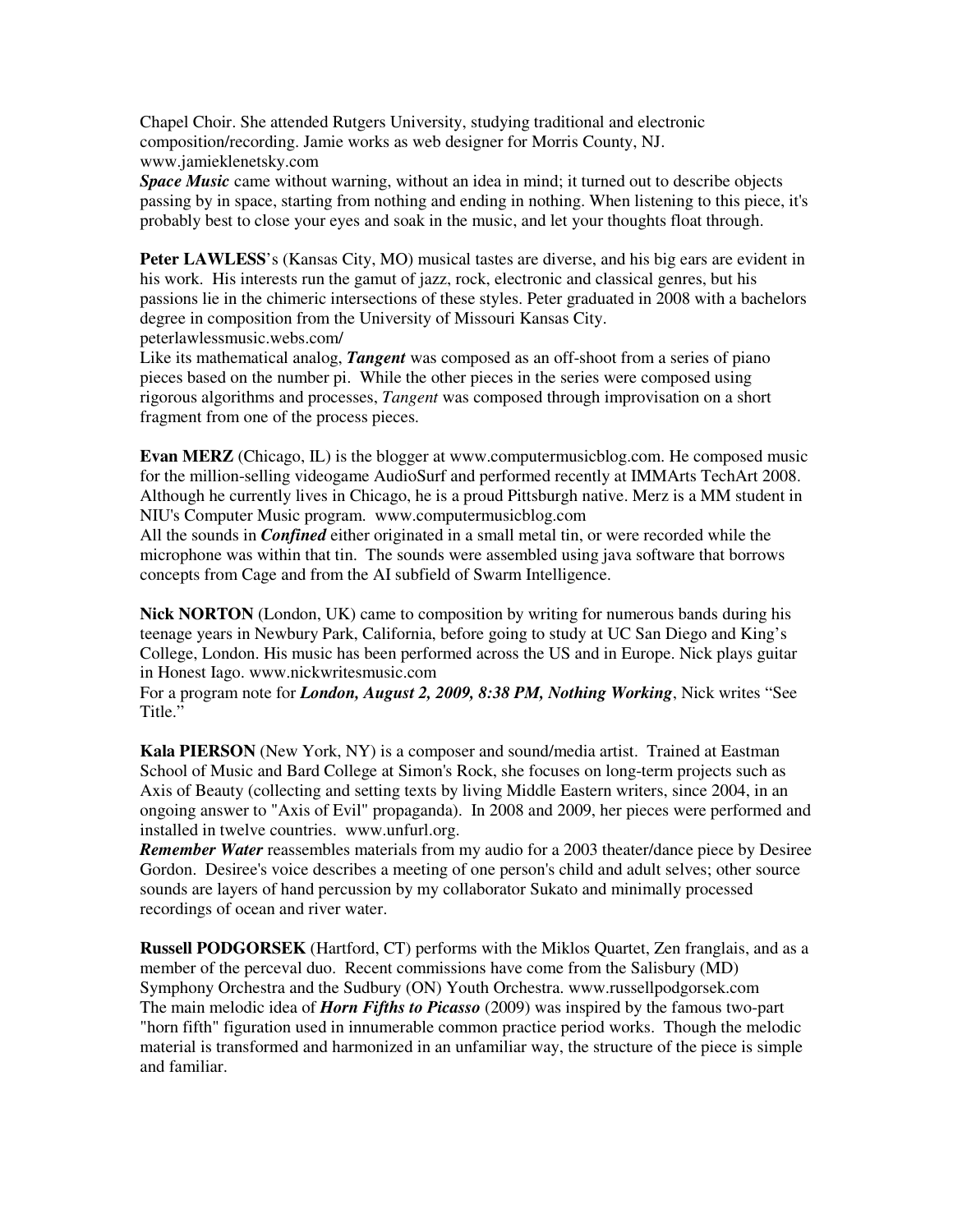Chapel Choir. She attended Rutgers University, studying traditional and electronic composition/recording. Jamie works as web designer for Morris County, NJ. www.jamieklenetsky.com

***Space Music*** came without warning, without an idea in mind; it turned out to describe objects passing by in space, starting from nothing and ending in nothing. When listening to this piece, it's probably best to close your eyes and soak in the music, and let your thoughts float through.

**Peter LAWLESS**'s (Kansas City, MO) musical tastes are diverse, and his big ears are evident in his work. His interests run the gamut of jazz, rock, electronic and classical genres, but his passions lie in the chimeric intersections of these styles. Peter graduated in 2008 with a bachelors degree in composition from the University of Missouri Kansas City. peterlawlessmusic.webs.com/

Like its mathematical analog, ***Tangent*** was composed as an off-shoot from a series of piano pieces based on the number pi. While the other pieces in the series were composed using rigorous algorithms and processes, *Tangent* was composed through improvisation on a short fragment from one of the process pieces.

**Evan MERZ** (Chicago, IL) is the blogger at www.computermusicblog.com. He composed music for the million-selling videogame AudioSurf and performed recently at IMMArts TechArt 2008. Although he currently lives in Chicago, he is a proud Pittsburgh native. Merz is a MM student in NIU's Computer Music program. www.computermusicblog.com

All the sounds in ***Confined*** either originated in a small metal tin, or were recorded while the microphone was within that tin. The sounds were assembled using java software that borrows concepts from Cage and from the AI subfield of Swarm Intelligence.

**Nick NORTON** (London, UK) came to composition by writing for numerous bands during his teenage years in Newbury Park, California, before going to study at UC San Diego and King's College, London. His music has been performed across the US and in Europe. Nick plays guitar in Honest Iago. www.nickwritesmusic.com

For a program note for ***London, August 2, 2009, 8:38 PM, Nothing Working***, Nick writes "See Title."

**Kala PIERSON** (New York, NY) is a composer and sound/media artist. Trained at Eastman School of Music and Bard College at Simon's Rock, she focuses on long-term projects such as Axis of Beauty (collecting and setting texts by living Middle Eastern writers, since 2004, in an ongoing answer to "Axis of Evil" propaganda). In 2008 and 2009, her pieces were performed and installed in twelve countries. www.unfurl.org.

***Remember Water*** reassembles materials from my audio for a 2003 theater/dance piece by Desiree Gordon. Desiree's voice describes a meeting of one person's child and adult selves; other source sounds are layers of hand percussion by my collaborator Sukato and minimally processed recordings of ocean and river water.

**Russell PODGORSEK** (Hartford, CT) performs with the Miklos Quartet, Zen franglais, and as a member of the perceval duo. Recent commissions have come from the Salisbury (MD) Symphony Orchestra and the Sudbury (ON) Youth Orchestra. www.russellpodgorsek.com

The main melodic idea of ***Horn Fifths to Picasso*** (2009) was inspired by the famous two-part "horn fifth" figuration used in innumerable common practice period works. Though the melodic material is transformed and harmonized in an unfamiliar way, the structure of the piece is simple and familiar.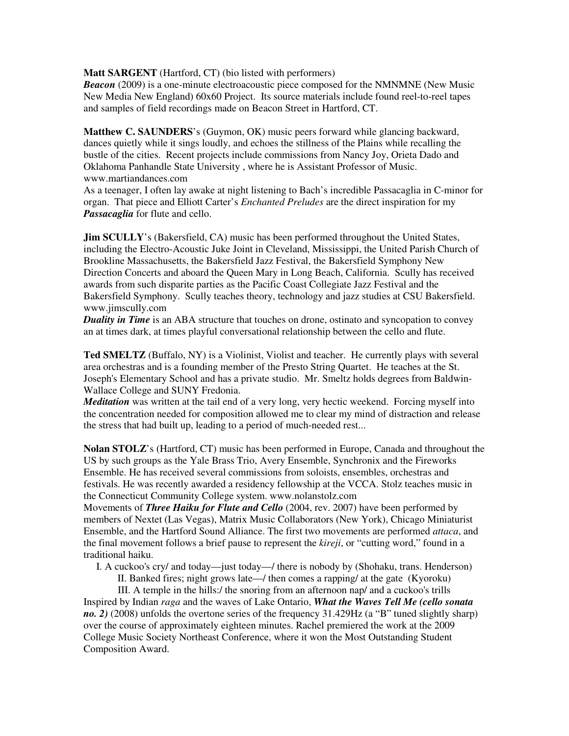**Matt SARGENT** (Hartford, CT) (bio listed with performers)
***Beacon*** (2009) is a one-minute electroacoustic piece composed for the NMNMNE (New Music New Media New England) 60x60 Project. Its source materials include found reel-to-reel tapes and samples of field recordings made on Beacon Street in Hartford, CT.

**Matthew C. SAUNDERS**'s (Guymon, OK) music peers forward while glancing backward, dances quietly while it sings loudly, and echoes the stillness of the Plains while recalling the bustle of the cities. Recent projects include commissions from Nancy Joy, Orieta Dado and Oklahoma Panhandle State University , where he is Assistant Professor of Music. www.martiandances.com
As a teenager, I often lay awake at night listening to Bach's incredible Passacaglia in C-minor for organ. That piece and Elliott Carter's *Enchanted Preludes* are the direct inspiration for my ***Passacaglia*** for flute and cello.

**Jim SCULLY**'s (Bakersfield, CA) music has been performed throughout the United States, including the Electro-Acoustic Juke Joint in Cleveland, Mississippi, the United Parish Church of Brookline Massachusetts, the Bakersfield Jazz Festival, the Bakersfield Symphony New Direction Concerts and aboard the Queen Mary in Long Beach, California. Scully has received awards from such disparite parties as the Pacific Coast Collegiate Jazz Festival and the Bakersfield Symphony. Scully teaches theory, technology and jazz studies at CSU Bakersfield. www.jimscully.com
***Duality in Time*** is an ABA structure that touches on drone, ostinato and syncopation to convey an at times dark, at times playful conversational relationship between the cello and flute.

**Ted SMELTZ** (Buffalo, NY) is a Violinist, Violist and teacher. He currently plays with several area orchestras and is a founding member of the Presto String Quartet. He teaches at the St. Joseph's Elementary School and has a private studio. Mr. Smeltz holds degrees from Baldwin-Wallace College and SUNY Fredonia.
***Meditation*** was written at the tail end of a very long, very hectic weekend. Forcing myself into the concentration needed for composition allowed me to clear my mind of distraction and release the stress that had built up, leading to a period of much-needed rest...

**Nolan STOLZ**'s (Hartford, CT) music has been performed in Europe, Canada and throughout the US by such groups as the Yale Brass Trio, Avery Ensemble, Synchronix and the Fireworks Ensemble. He has received several commissions from soloists, ensembles, orchestras and festivals. He was recently awarded a residency fellowship at the VCCA. Stolz teaches music in the Connecticut Community College system. www.nolanstolz.com
Movements of ***Three Haiku for Flute and Cello*** (2004, rev. 2007) have been performed by members of Nextet (Las Vegas), Matrix Music Collaborators (New York), Chicago Miniaturist Ensemble, and the Hartford Sound Alliance. The first two movements are performed *attaca*, and the final movement follows a brief pause to represent the *kireji*, or "cutting word," found in a traditional haiku.

I. A cuckoo's cry/ and today—just today—/ there is nobody by (Shohaku, trans. Henderson)
II. Banked fires; night grows late—/ then comes a rapping/ at the gate (Kyoroku)
III. A temple in the hills:/ the snoring from an afternoon nap/ and a cuckoo's trills

Inspired by Indian *raga* and the waves of Lake Ontario, ***What the Waves Tell Me (cello sonata no. 2)*** (2008) unfolds the overtone series of the frequency 31.429Hz (a "B" tuned slightly sharp) over the course of approximately eighteen minutes. Rachel premiered the work at the 2009 College Music Society Northeast Conference, where it won the Most Outstanding Student Composition Award.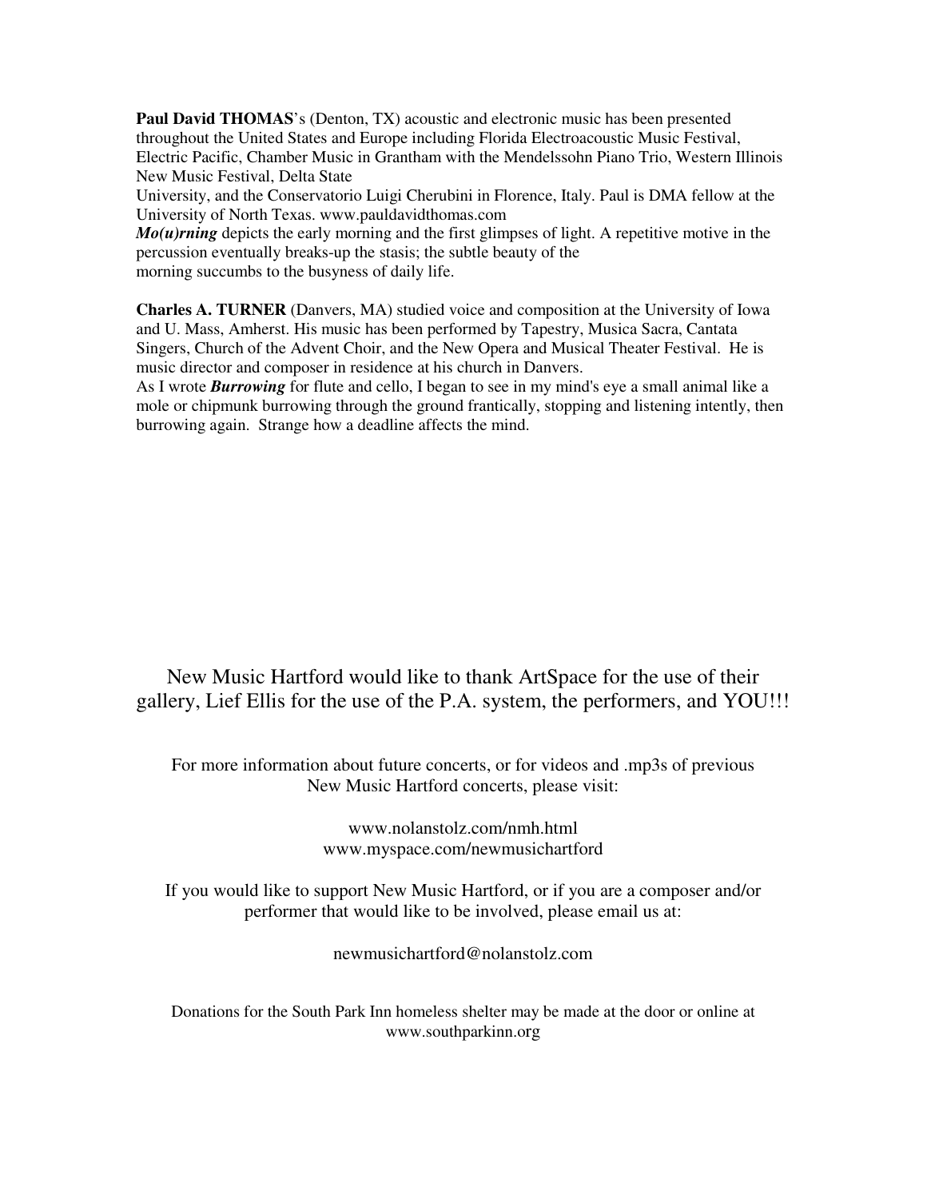**Paul David THOMAS**'s (Denton, TX) acoustic and electronic music has been presented throughout the United States and Europe including Florida Electroacoustic Music Festival, Electric Pacific, Chamber Music in Grantham with the Mendelssohn Piano Trio, Western Illinois New Music Festival, Delta State University, and the Conservatorio Luigi Cherubini in Florence, Italy. Paul is DMA fellow at the University of North Texas. www.pauldavidthomas.com
***Mo(u)rning*** depicts the early morning and the first glimpses of light. A repetitive motive in the percussion eventually breaks-up the stasis; the subtle beauty of the morning succumbs to the busyness of daily life.

**Charles A. TURNER** (Danvers, MA) studied voice and composition at the University of Iowa and U. Mass, Amherst. His music has been performed by Tapestry, Musica Sacra, Cantata Singers, Church of the Advent Choir, and the New Opera and Musical Theater Festival. He is music director and composer in residence at his church in Danvers.
As I wrote ***Burrowing*** for flute and cello, I began to see in my mind's eye a small animal like a mole or chipmunk burrowing through the ground frantically, stopping and listening intently, then burrowing again. Strange how a deadline affects the mind.

New Music Hartford would like to thank ArtSpace for the use of their gallery, Lief Ellis for the use of the P.A. system, the performers, and YOU!!!

For more information about future concerts, or for videos and .mp3s of previous New Music Hartford concerts, please visit:

www.nolanstolz.com/nmh.html
www.myspace.com/newmusichartford

If you would like to support New Music Hartford, or if you are a composer and/or performer that would like to be involved, please email us at:

newmusichartford@nolanstolz.com

Donations for the South Park Inn homeless shelter may be made at the door or online at www.southparkinn.org